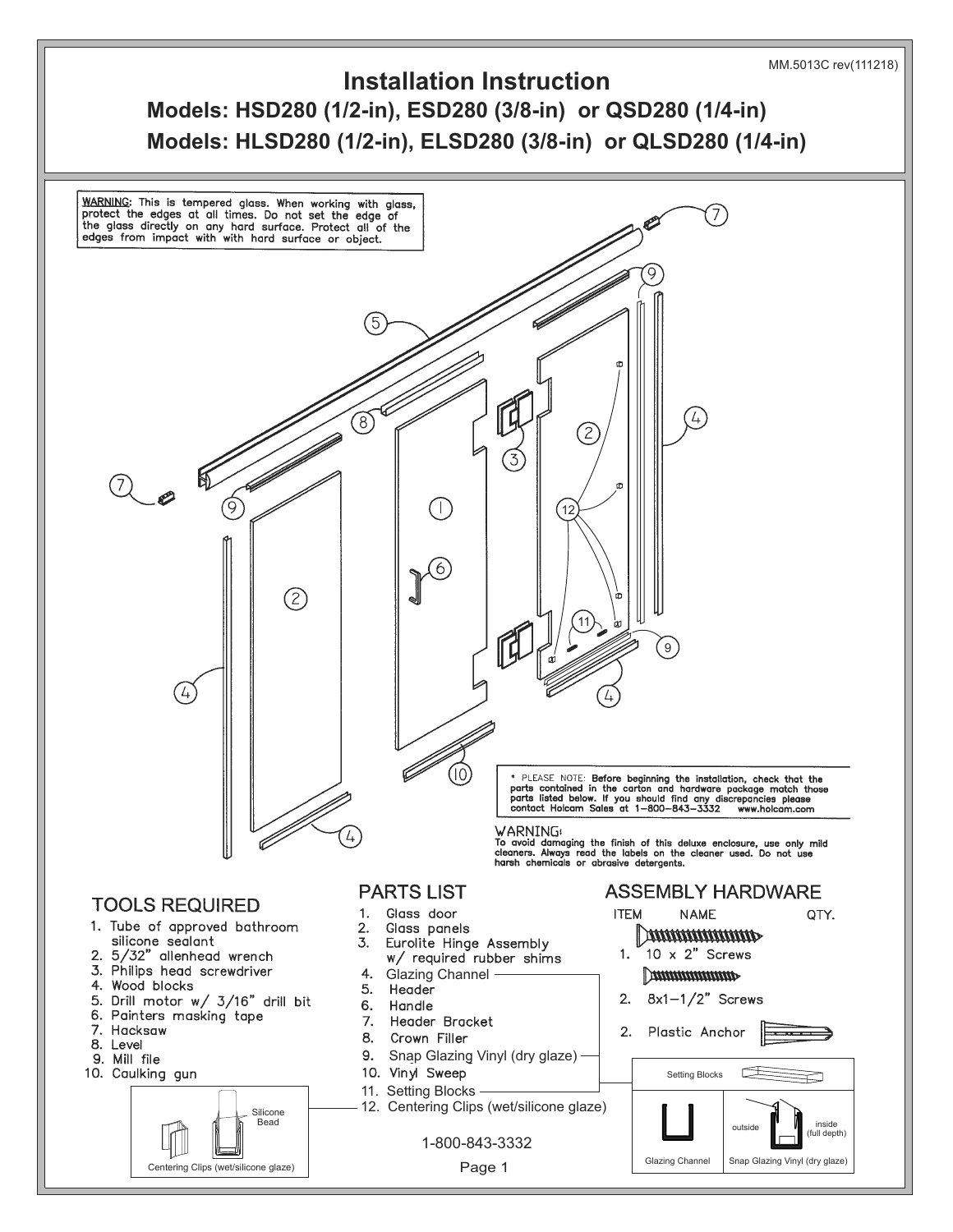# Installation Instruction

## Models: HSD280 (1/2-in), ESD280 (3/8-in) or QSD280 (1/4-in)

## Models: HLSD280 (1/2-in), ELSD280 (3/8-in) or QLSD280 (1/4-in)

MM.5013C rev(111218)

WARNING: This is tempered glass. When working with glass, protect the edges at all times. Do not set the edge of the glass directly on any hard surface. Protect all of the edges from impact with with hard surface or object.

* PLEASE NOTE: **Before beginning the installation, check that the parts contained in the carton and hardware package match those parts listed below. If you should find any discrepancies please contact Holcam Sales at 1-800-843-3332 www.holcam.com**

**WARNING:**
To avoid damaging the finish of this deluxe enclosure, use only mild cleaners. Always read the labels on the cleaner used. Do not use harsh chemicals or abrasive detergents.

## TOOLS REQUIRED

1. Tube of approved bathroom silicone sealant
2. 5/32" allenhead wrench
3. Philips head screwdriver
4. Wood blocks
5. Drill motor w/ 3/16" drill bit
6. Painters masking tape
7. Hacksaw
8. Level
9. Mill file
10. Caulking gun

Centering Clips (wet/silicone glaze) — Silicone Bead

## PARTS LIST

1. Glass door
2. Glass panels
3. Eurolite Hinge Assembly w/ required rubber shims
4. Glazing Channel
5. Header
6. Handle
7. Header Bracket
8. Crown Filler
9. Snap Glazing Vinyl (dry glaze)
10. Vinyl Sweep
11. Setting Blocks
12. Centering Clips (wet/silicone glaze)

1-800-843-3332

## ASSEMBLY HARDWARE

| ITEM | NAME | QTY. |
|---|---|---|
| 1. | 10 x 2" Screws | |
| 2. | 8x1-1/2" Screws | |
| 2. | Plastic Anchor | |

Setting Blocks

Glazing Channel | Snap Glazing Vinyl (dry glaze) — outside, inside (full depth)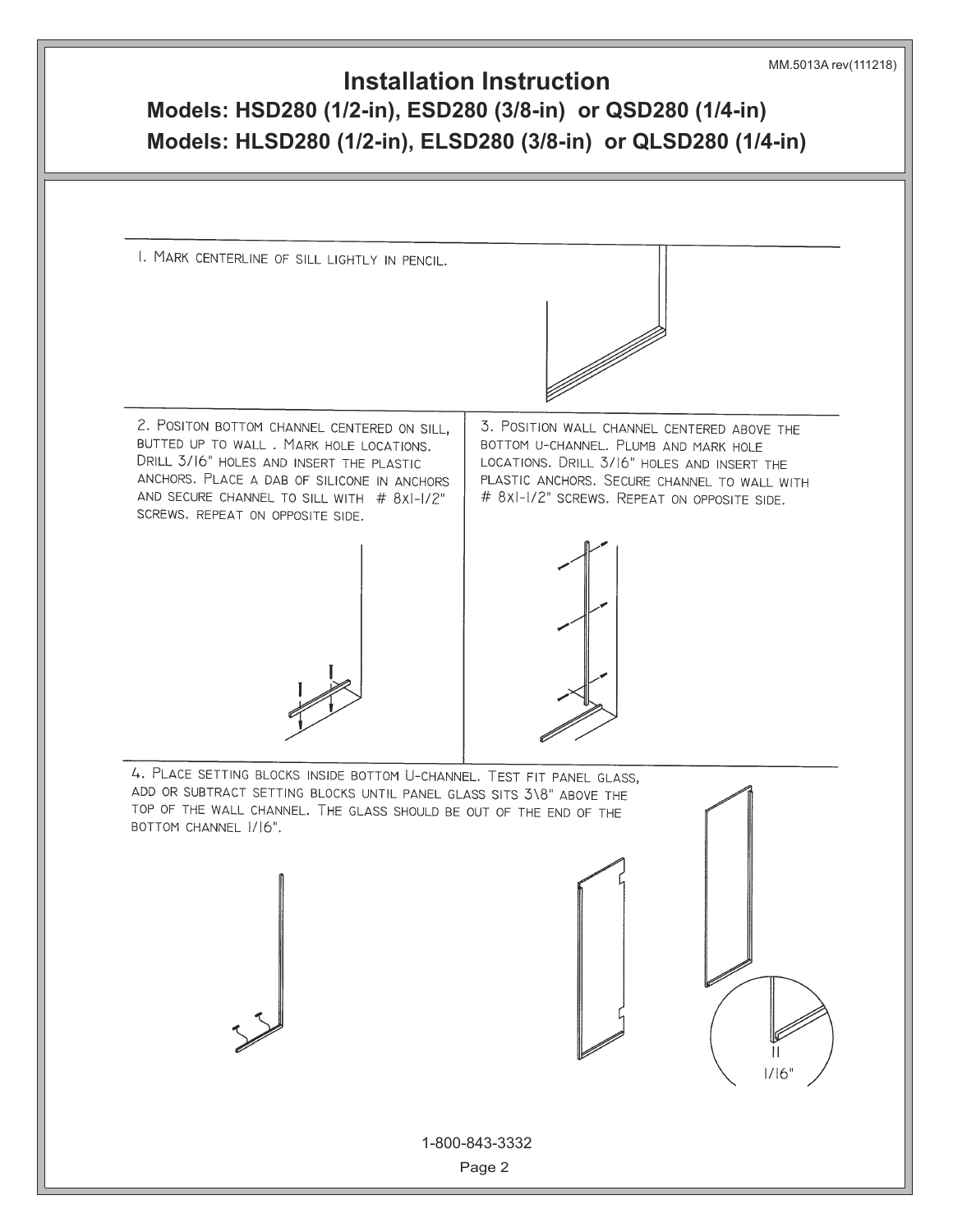# Installation Instruction

## Models: HSD280 (1/2-in), ESD280 (3/8-in) or QSD280 (1/4-in)

## Models: HLSD280 (1/2-in), ELSD280 (3/8-in) or QLSD280 (1/4-in)

1. MARK CENTERLINE OF SILL LIGHTLY IN PENCIL.

2. POSITON BOTTOM CHANNEL CENTERED ON SILL, BUTTED UP TO WALL . MARK HOLE LOCATIONS. DRILL 3/16" HOLES AND INSERT THE PLASTIC ANCHORS. PLACE A DAB OF SILICONE IN ANCHORS AND SECURE CHANNEL TO SILL WITH # 8X1-1/2" SCREWS. REPEAT ON OPPOSITE SIDE.

3. POSITION WALL CHANNEL CENTERED ABOVE THE BOTTOM U-CHANNEL. PLUMB AND MARK HOLE LOCATIONS. DRILL 3/16" HOLES AND INSERT THE PLASTIC ANCHORS. SECURE CHANNEL TO WALL WITH # 8X1-1/2" SCREWS. REPEAT ON OPPOSITE SIDE.

4. PLACE SETTING BLOCKS INSIDE BOTTOM U-CHANNEL. TEST FIT PANEL GLASS, ADD OR SUBTRACT SETTING BLOCKS UNTIL PANEL GLASS SITS 3\8" ABOVE THE TOP OF THE WALL CHANNEL. THE GLASS SHOULD BE OUT OF THE END OF THE BOTTOM CHANNEL 1/16".

1/16"

1-800-843-3332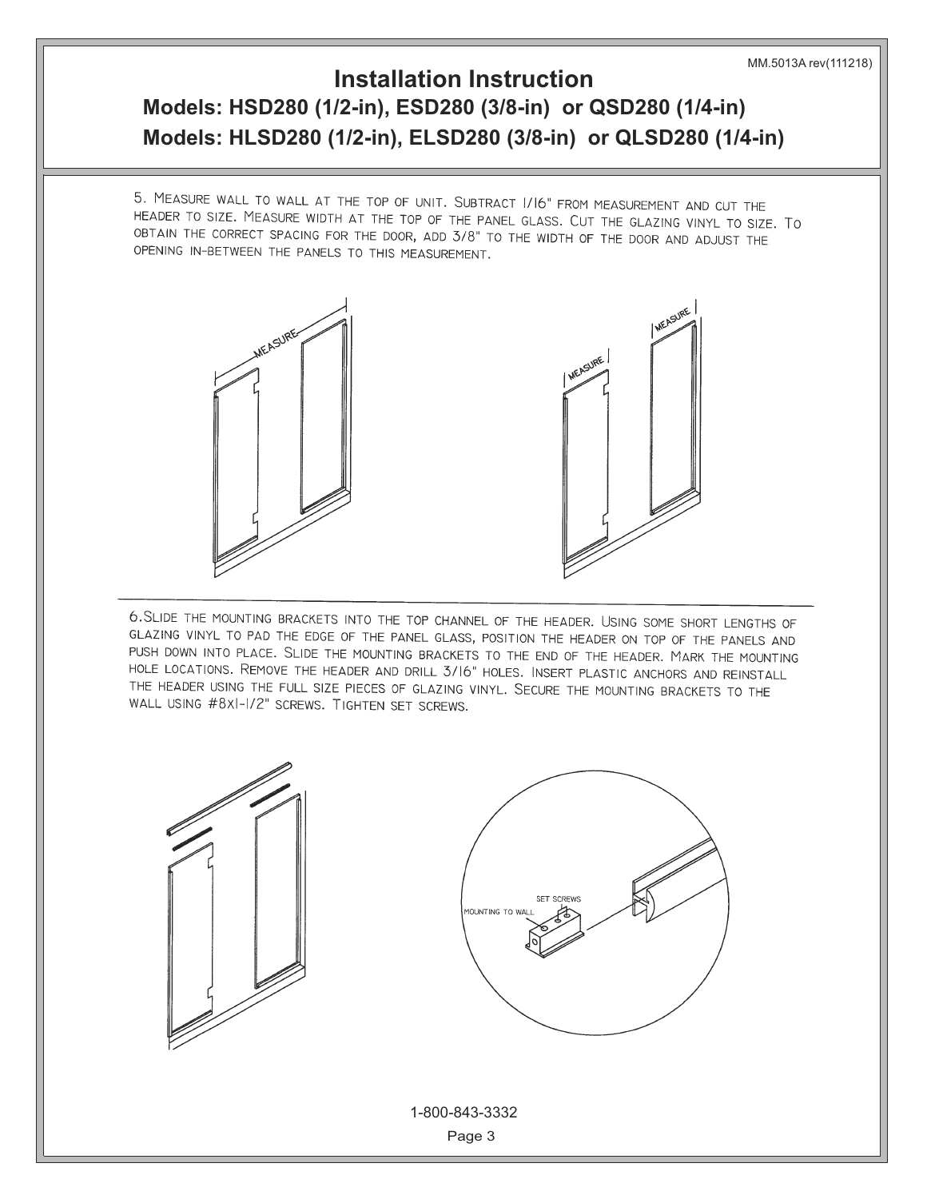# Installation Instruction

## Models: HSD280 (1/2-in), ESD280 (3/8-in) or QSD280 (1/4-in)

## Models: HLSD280 (1/2-in), ELSD280 (3/8-in) or QLSD280 (1/4-in)

5. MEASURE WALL TO WALL AT THE TOP OF UNIT. SUBTRACT 1/16" FROM MEASUREMENT AND CUT THE HEADER TO SIZE. MEASURE WIDTH AT THE TOP OF THE PANEL GLASS. CUT THE GLAZING VINYL TO SIZE. TO OBTAIN THE CORRECT SPACING FOR THE DOOR, ADD 3/8" TO THE WIDTH OF THE DOOR AND ADJUST THE OPENING IN-BETWEEN THE PANELS TO THIS MEASUREMENT.

MEASURE

MEASURE

MEASURE

6. SLIDE THE MOUNTING BRACKETS INTO THE TOP CHANNEL OF THE HEADER. USING SOME SHORT LENGTHS OF GLAZING VINYL TO PAD THE EDGE OF THE PANEL GLASS, POSITION THE HEADER ON TOP OF THE PANELS AND PUSH DOWN INTO PLACE. SLIDE THE MOUNTING BRACKETS TO THE END OF THE HEADER. MARK THE MOUNTING HOLE LOCATIONS. REMOVE THE HEADER AND DRILL 3/16" HOLES. INSERT PLASTIC ANCHORS AND REINSTALL THE HEADER USING THE FULL SIZE PIECES OF GLAZING VINYL. SECURE THE MOUNTING BRACKETS TO THE WALL USING #8X1-1/2" SCREWS. TIGHTEN SET SCREWS.

SET SCREWS

MOUNTING TO WALL

1-800-843-3332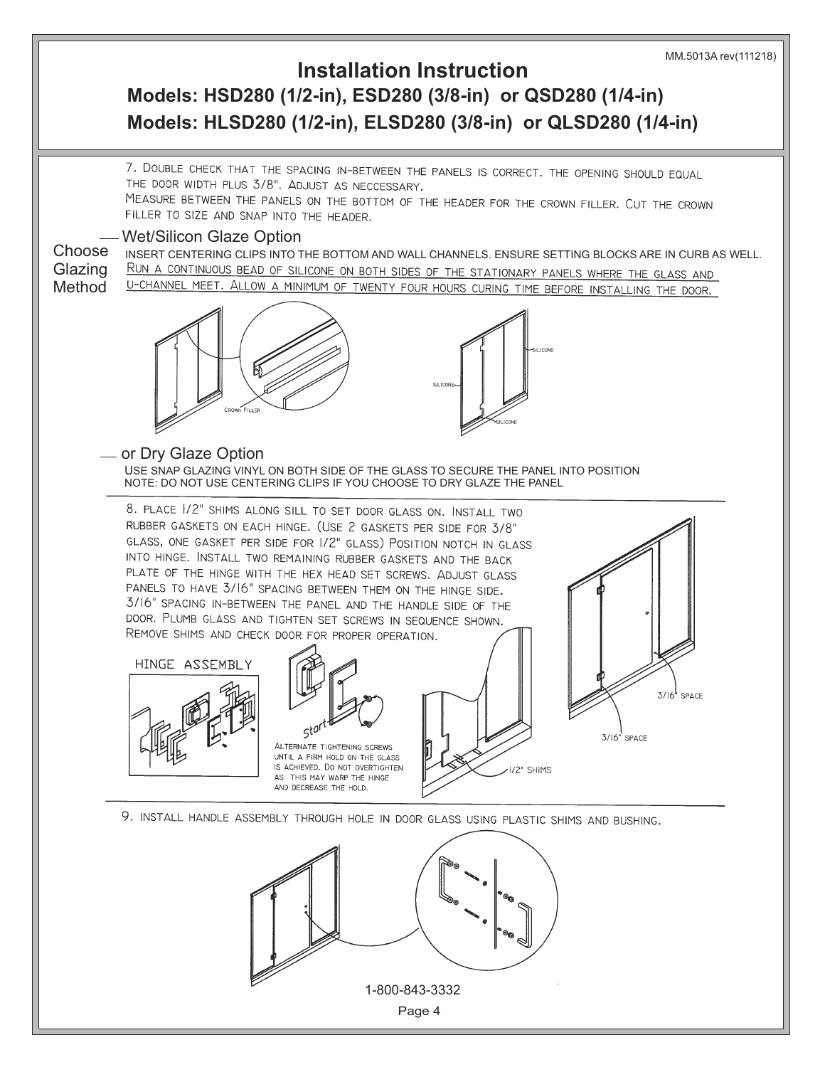# Installation Instruction

## Models: HSD280 (1/2-in), ESD280 (3/8-in) or QSD280 (1/4-in)

## Models: HLSD280 (1/2-in), ELSD280 (3/8-in) or QLSD280 (1/4-in)

7. DOUBLE CHECK THAT THE SPACING IN-BETWEEN THE PANELS IS CORRECT. THE OPENING SHOULD EQUAL THE DOOR WIDTH PLUS 3/8". ADJUST AS NECCESSARY.
MEASURE BETWEEN THE PANELS ON THE BOTTOM OF THE HEADER FOR THE CROWN FILLER. CUT THE CROWN FILLER TO SIZE AND SNAP INTO THE HEADER.

**Choose Glazing Method**

**Wet/Silicon Glaze Option**

INSERT CENTERING CLIPS INTO THE BOTTOM AND WALL CHANNELS. ENSURE SETTING BLOCKS ARE IN CURB AS WELL.
RUN A CONTINUOUS BEAD OF SILICONE ON BOTH SIDES OF THE STATIONARY PANELS WHERE THE GLASS AND U-CHANNEL MEET. ALLOW A MINIMUM OF TWENTY FOUR HOURS CURING TIME BEFORE INSTALLING THE DOOR.

CROWN FILLER

SILICONE

SILICONE

SILICONE

**or Dry Glaze Option**

USE SNAP GLAZING VINYL ON BOTH SIDE OF THE GLASS TO SECURE THE PANEL INTO POSITION
NOTE: DO NOT USE CENTERING CLIPS IF YOU CHOOSE TO DRY GLAZE THE PANEL

8. PLACE 1/2" SHIMS ALONG SILL TO SET DOOR GLASS ON. INSTALL TWO RUBBER GASKETS ON EACH HINGE. (USE 2 GASKETS PER SIDE FOR 3/8" GLASS, ONE GASKET PER SIDE FOR 1/2" GLASS) POSITION NOTCH IN GLASS INTO HINGE. INSTALL TWO REMAINING RUBBER GASKETS AND THE BACK PLATE OF THE HINGE WITH THE HEX HEAD SET SCREWS. ADJUST GLASS PANELS TO HAVE 3/16" SPACING BETWEEN THEM ON THE HINGE SIDE. 3/16" SPACING IN-BETWEEN THE PANEL AND THE HANDLE SIDE OF THE DOOR. PLUMB GLASS AND TIGHTEN SET SCREWS IN SEQUENCE SHOWN. REMOVE SHIMS AND CHECK DOOR FOR PROPER OPERATION.

HINGE ASSEMBLY

Start

ALTERNATE TIGHTENING SCREWS UNTIL A FIRM HOLD ON THE GLASS IS ACHIEVED. DO NOT OVERTIGHTEN AS THIS MAY WARP THE HINGE AND DECREASE THE HOLD.

1/2" SHIMS

3/16" SPACE

3/16" SPACE

9. INSTALL HANDLE ASSEMBLY THROUGH HOLE IN DOOR GLASS USING PLASTIC SHIMS AND BUSHING.

1-800-843-3332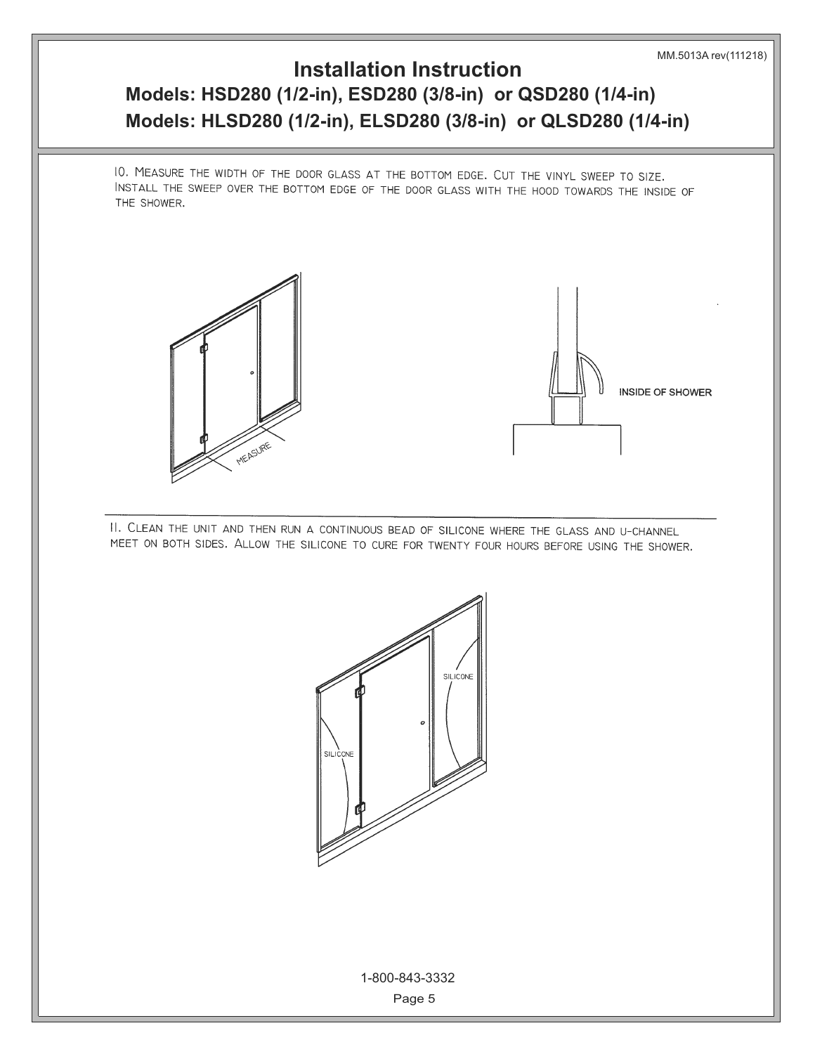# Installation Instruction

## Models: HSD280 (1/2-in), ESD280 (3/8-in) or QSD280 (1/4-in)

## Models: HLSD280 (1/2-in), ELSD280 (3/8-in) or QLSD280 (1/4-in)

10. Measure the width of the door glass at the bottom edge. Cut the vinyl sweep to size. Install the sweep over the bottom edge of the door glass with the hood towards the inside of the shower.

MEASURE

INSIDE OF SHOWER

11. Clean the unit and then run a continuous bead of silicone where the glass and u-channel meet on both sides. Allow the silicone to cure for twenty four hours before using the shower.

SILICONE

SILICONE

1-800-843-3332